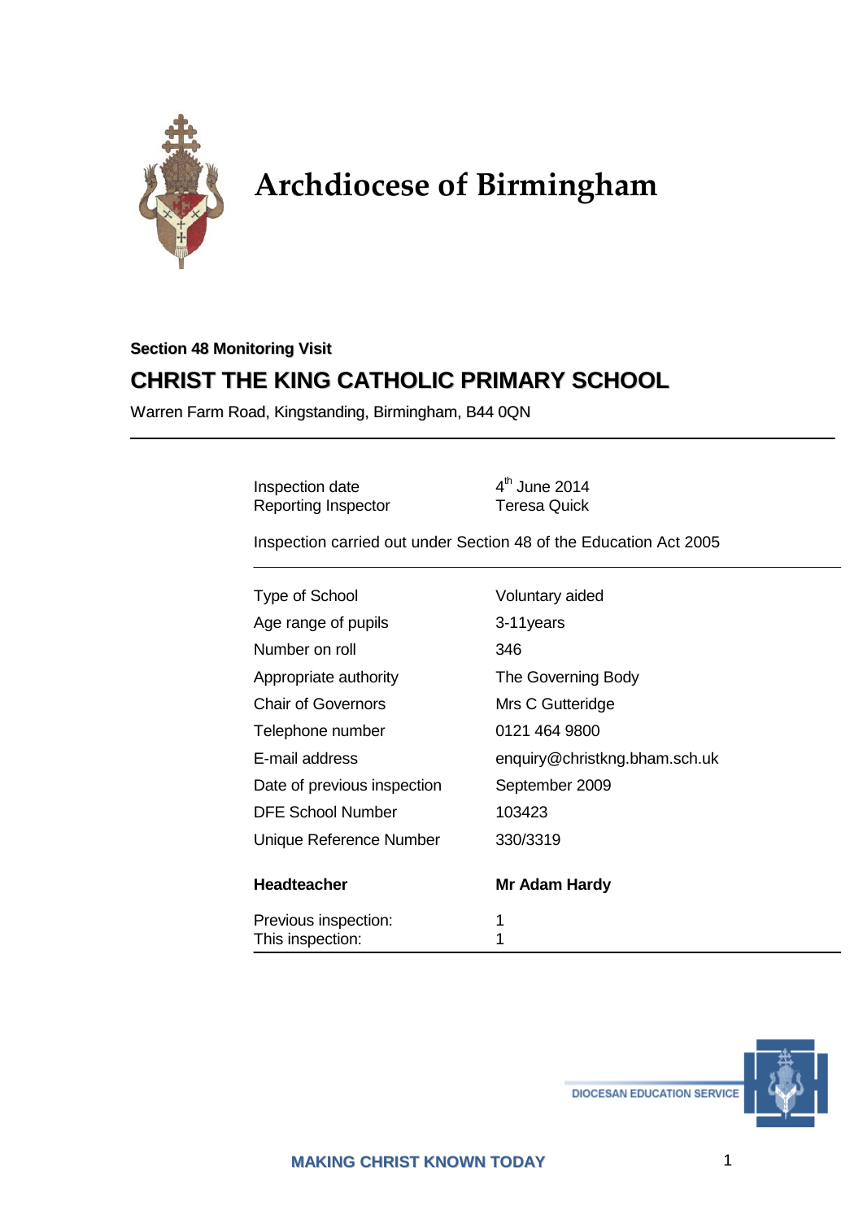# Archdiocese of Birmingham

**Section 48 Monitoring Visit**

## CHRIST THE KING CATHOLIC PRIMARY SCHOOL

Warren Farm Road, Kingstanding, Birmingham, B44 0QN

---

| | |
|---|---|
| Inspection date | 4th June 2014 |
| Reporting Inspector | Teresa Quick |

Inspection carried out under Section 48 of the Education Act 2005

| | |
|---|---|
| Type of School | Voluntary aided |
| Age range of pupils | 3-11years |
| Number on roll | 346 |
| Appropriate authority | The Governing Body |
| Chair of Governors | Mrs C Gutteridge |
| Telephone number | 0121 464 9800 |
| E-mail address | enquiry@christkng.bham.sch.uk |
| Date of previous inspection | September 2009 |
| DFE School Number | 103423 |
| Unique Reference Number | 330/3319 |
| **Headteacher** | **Mr Adam Hardy** |
| Previous inspection: | 1 |
| This inspection: | 1 |

DIOCESAN EDUCATION SERVICE

MAKING CHRIST KNOWN TODAY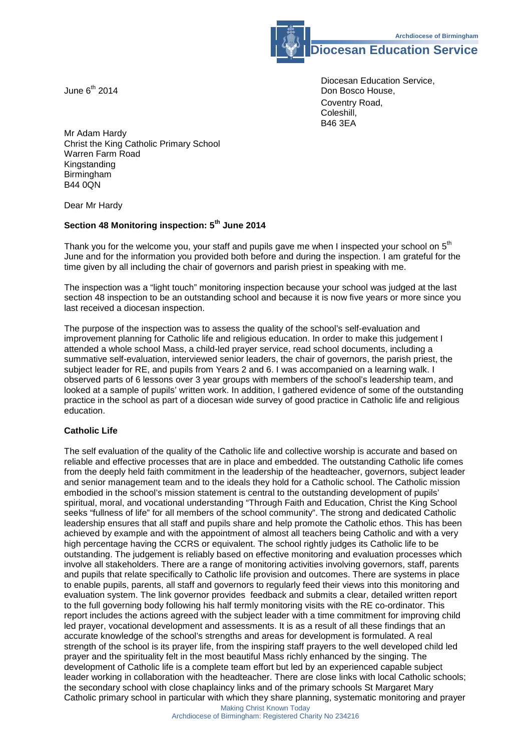June 6th 2014

Diocesan Education Service,
Don Bosco House,
Coventry Road,
Coleshill,
B46 3EA

Mr Adam Hardy
Christ the King Catholic Primary School
Warren Farm Road
Kingstanding
Birmingham
B44 0QN

Dear Mr Hardy

**Section 48 Monitoring inspection: 5th June 2014**

Thank you for the welcome you, your staff and pupils gave me when I inspected your school on 5th June and for the information you provided both before and during the inspection. I am grateful for the time given by all including the chair of governors and parish priest in speaking with me.

The inspection was a "light touch" monitoring inspection because your school was judged at the last section 48 inspection to be an outstanding school and because it is now five years or more since you last received a diocesan inspection.

The purpose of the inspection was to assess the quality of the school's self-evaluation and improvement planning for Catholic life and religious education. In order to make this judgement I attended a whole school Mass, a child-led prayer service, read school documents, including a summative self-evaluation, interviewed senior leaders, the chair of governors, the parish priest, the subject leader for RE, and pupils from Years 2 and 6. I was accompanied on a learning walk. I observed parts of 6 lessons over 3 year groups with members of the school's leadership team, and looked at a sample of pupils' written work. In addition, I gathered evidence of some of the outstanding practice in the school as part of a diocesan wide survey of good practice in Catholic life and religious education.

**Catholic Life**

The self evaluation of the quality of the Catholic life and collective worship is accurate and based on reliable and effective processes that are in place and embedded. The outstanding Catholic life comes from the deeply held faith commitment in the leadership of the headteacher, governors, subject leader and senior management team and to the ideals they hold for a Catholic school. The Catholic mission embodied in the school's mission statement is central to the outstanding development of pupils' spiritual, moral, and vocational understanding "Through Faith and Education, Christ the King School seeks "fullness of life" for all members of the school community". The strong and dedicated Catholic leadership ensures that all staff and pupils share and help promote the Catholic ethos. This has been achieved by example and with the appointment of almost all teachers being Catholic and with a very high percentage having the CCRS or equivalent. The school rightly judges its Catholic life to be outstanding. The judgement is reliably based on effective monitoring and evaluation processes which involve all stakeholders. There are a range of monitoring activities involving governors, staff, parents and pupils that relate specifically to Catholic life provision and outcomes. There are systems in place to enable pupils, parents, all staff and governors to regularly feed their views into this monitoring and evaluation system. The link governor provides feedback and submits a clear, detailed written report to the full governing body following his half termly monitoring visits with the RE co-ordinator. This report includes the actions agreed with the subject leader with a time commitment for improving child led prayer, vocational development and assessments. It is as a result of all these findings that an accurate knowledge of the school's strengths and areas for development is formulated. A real strength of the school is its prayer life, from the inspiring staff prayers to the well developed child led prayer and the spirituality felt in the most beautiful Mass richly enhanced by the singing. The development of Catholic life is a complete team effort but led by an experienced capable subject leader working in collaboration with the headteacher. There are close links with local Catholic schools; the secondary school with close chaplaincy links and of the primary schools St Margaret Mary Catholic primary school in particular with which they share planning, systematic monitoring and prayer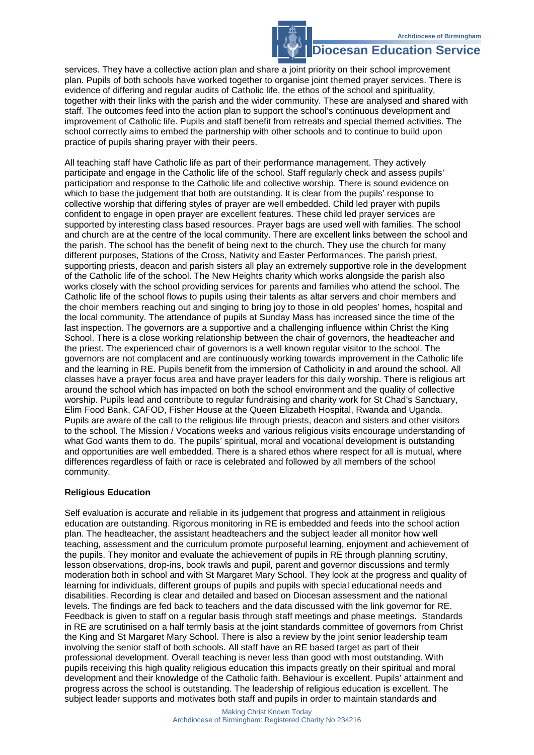services. They have a collective action plan and share a joint priority on their school improvement plan. Pupils of both schools have worked together to organise joint themed prayer services. There is evidence of differing and regular audits of Catholic life, the ethos of the school and spirituality, together with their links with the parish and the wider community. These are analysed and shared with staff. The outcomes feed into the action plan to support the school's continuous development and improvement of Catholic life. Pupils and staff benefit from retreats and special themed activities. The school correctly aims to embed the partnership with other schools and to continue to build upon practice of pupils sharing prayer with their peers.

All teaching staff have Catholic life as part of their performance management. They actively participate and engage in the Catholic life of the school. Staff regularly check and assess pupils' participation and response to the Catholic life and collective worship. There is sound evidence on which to base the judgement that both are outstanding. It is clear from the pupils' response to collective worship that differing styles of prayer are well embedded. Child led prayer with pupils confident to engage in open prayer are excellent features. These child led prayer services are supported by interesting class based resources. Prayer bags are used well with families. The school and church are at the centre of the local community. There are excellent links between the school and the parish. The school has the benefit of being next to the church. They use the church for many different purposes, Stations of the Cross, Nativity and Easter Performances. The parish priest, supporting priests, deacon and parish sisters all play an extremely supportive role in the development of the Catholic life of the school. The New Heights charity which works alongside the parish also works closely with the school providing services for parents and families who attend the school. The Catholic life of the school flows to pupils using their talents as altar servers and choir members and the choir members reaching out and singing to bring joy to those in old peoples' homes, hospital and the local community. The attendance of pupils at Sunday Mass has increased since the time of the last inspection. The governors are a supportive and a challenging influence within Christ the King School. There is a close working relationship between the chair of governors, the headteacher and the priest. The experienced chair of governors is a well known regular visitor to the school. The governors are not complacent and are continuously working towards improvement in the Catholic life and the learning in RE. Pupils benefit from the immersion of Catholicity in and around the school. All classes have a prayer focus area and have prayer leaders for this daily worship. There is religious art around the school which has impacted on both the school environment and the quality of collective worship. Pupils lead and contribute to regular fundraising and charity work for St Chad's Sanctuary, Elim Food Bank, CAFOD, Fisher House at the Queen Elizabeth Hospital, Rwanda and Uganda. Pupils are aware of the call to the religious life through priests, deacon and sisters and other visitors to the school. The Mission / Vocations weeks and various religious visits encourage understanding of what God wants them to do. The pupils' spiritual, moral and vocational development is outstanding and opportunities are well embedded. There is a shared ethos where respect for all is mutual, where differences regardless of faith or race is celebrated and followed by all members of the school community.

**Religious Education**

Self evaluation is accurate and reliable in its judgement that progress and attainment in religious education are outstanding. Rigorous monitoring in RE is embedded and feeds into the school action plan. The headteacher, the assistant headteachers and the subject leader all monitor how well teaching, assessment and the curriculum promote purposeful learning, enjoyment and achievement of the pupils. They monitor and evaluate the achievement of pupils in RE through planning scrutiny, lesson observations, drop-ins, book trawls and pupil, parent and governor discussions and termly moderation both in school and with St Margaret Mary School. They look at the progress and quality of learning for individuals, different groups of pupils and pupils with special educational needs and disabilities. Recording is clear and detailed and based on Diocesan assessment and the national levels. The findings are fed back to teachers and the data discussed with the link governor for RE. Feedback is given to staff on a regular basis through staff meetings and phase meetings. Standards in RE are scrutinised on a half termly basis at the joint standards committee of governors from Christ the King and St Margaret Mary School. There is also a review by the joint senior leadership team involving the senior staff of both schools. All staff have an RE based target as part of their professional development. Overall teaching is never less than good with most outstanding. With pupils receiving this high quality religious education this impacts greatly on their spiritual and moral development and their knowledge of the Catholic faith. Behaviour is excellent. Pupils' attainment and progress across the school is outstanding. The leadership of religious education is excellent. The subject leader supports and motivates both staff and pupils in order to maintain standards and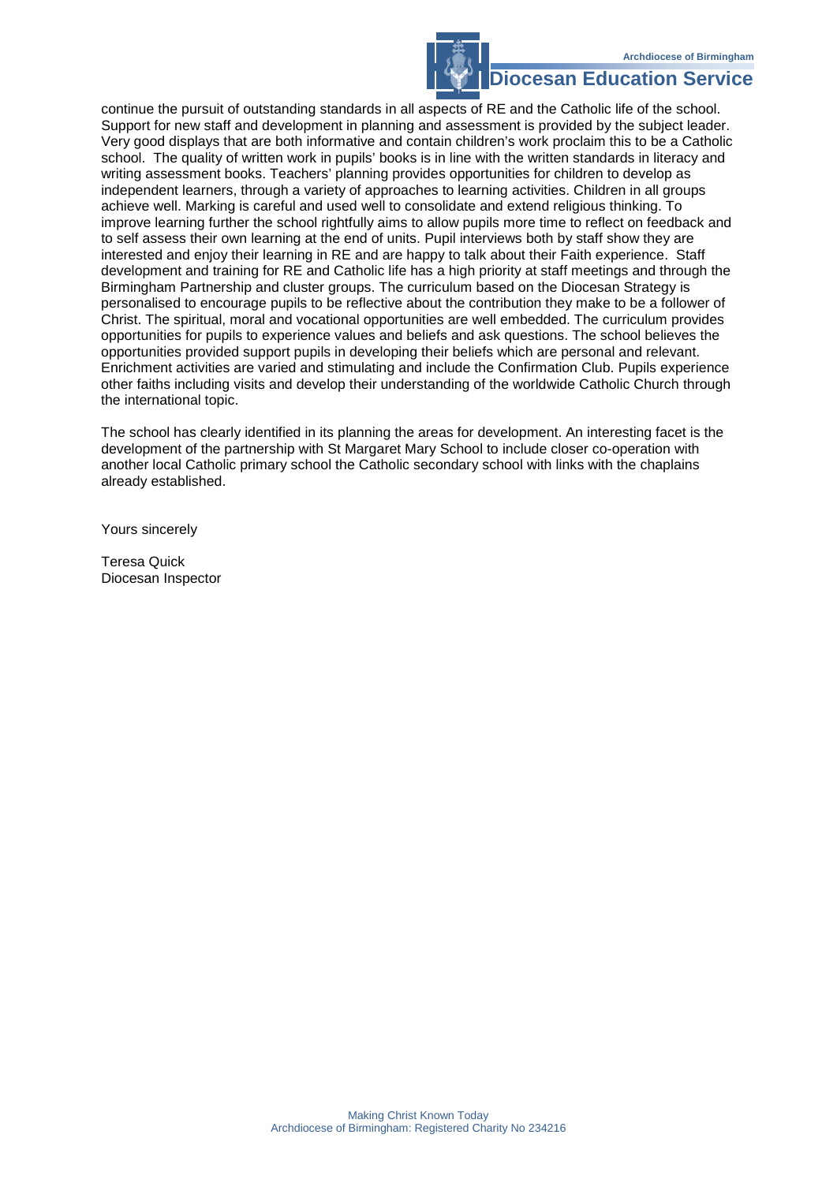continue the pursuit of outstanding standards in all aspects of RE and the Catholic life of the school. Support for new staff and development in planning and assessment is provided by the subject leader. Very good displays that are both informative and contain children's work proclaim this to be a Catholic school. The quality of written work in pupils' books is in line with the written standards in literacy and writing assessment books. Teachers' planning provides opportunities for children to develop as independent learners, through a variety of approaches to learning activities. Children in all groups achieve well. Marking is careful and used well to consolidate and extend religious thinking. To improve learning further the school rightfully aims to allow pupils more time to reflect on feedback and to self assess their own learning at the end of units. Pupil interviews both by staff show they are interested and enjoy their learning in RE and are happy to talk about their Faith experience. Staff development and training for RE and Catholic life has a high priority at staff meetings and through the Birmingham Partnership and cluster groups. The curriculum based on the Diocesan Strategy is personalised to encourage pupils to be reflective about the contribution they make to be a follower of Christ. The spiritual, moral and vocational opportunities are well embedded. The curriculum provides opportunities for pupils to experience values and beliefs and ask questions. The school believes the opportunities provided support pupils in developing their beliefs which are personal and relevant. Enrichment activities are varied and stimulating and include the Confirmation Club. Pupils experience other faiths including visits and develop their understanding of the worldwide Catholic Church through the international topic.

The school has clearly identified in its planning the areas for development. An interesting facet is the development of the partnership with St Margaret Mary School to include closer co-operation with another local Catholic primary school the Catholic secondary school with links with the chaplains already established.

Yours sincerely

Teresa Quick
Diocesan Inspector